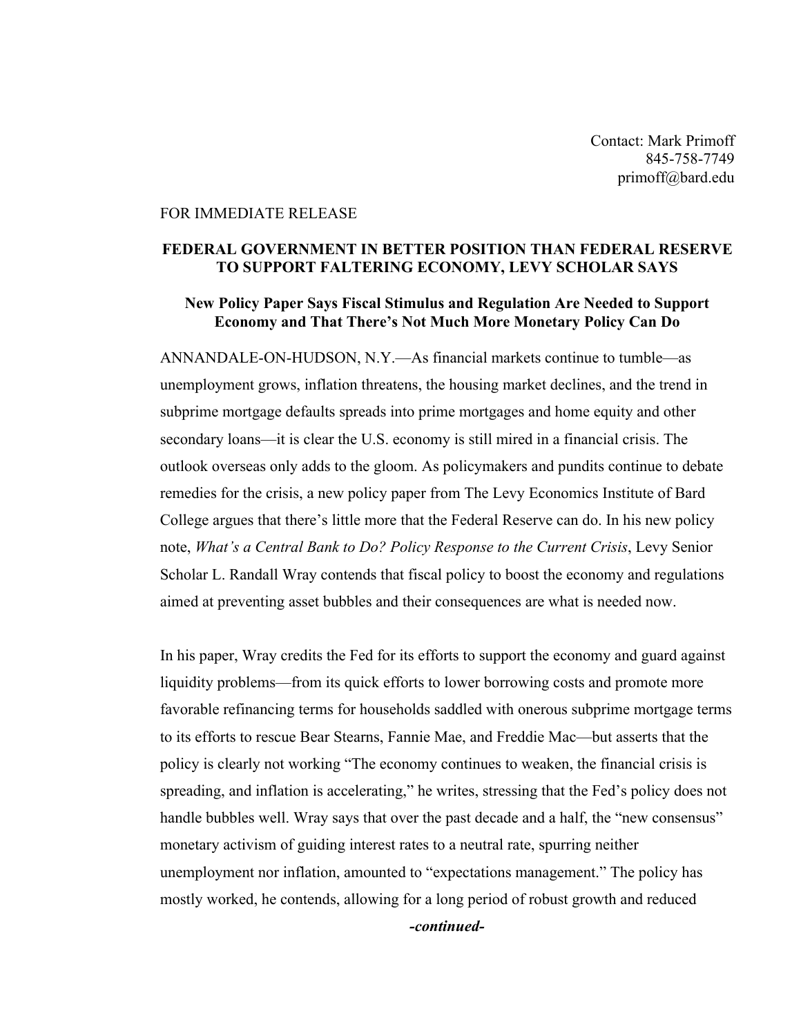Contact: Mark Primoff
845-758-7749
primoff@bard.edu

FOR IMMEDIATE RELEASE

## FEDERAL GOVERNMENT IN BETTER POSITION THAN FEDERAL RESERVE TO SUPPORT FALTERING ECONOMY, LEVY SCHOLAR SAYS

### New Policy Paper Says Fiscal Stimulus and Regulation Are Needed to Support Economy and That There's Not Much More Monetary Policy Can Do

ANNANDALE-ON-HUDSON, N.Y.—As financial markets continue to tumble—as unemployment grows, inflation threatens, the housing market declines, and the trend in subprime mortgage defaults spreads into prime mortgages and home equity and other secondary loans—it is clear the U.S. economy is still mired in a financial crisis. The outlook overseas only adds to the gloom. As policymakers and pundits continue to debate remedies for the crisis, a new policy paper from The Levy Economics Institute of Bard College argues that there's little more that the Federal Reserve can do. In his new policy note, *What's a Central Bank to Do? Policy Response to the Current Crisis*, Levy Senior Scholar L. Randall Wray contends that fiscal policy to boost the economy and regulations aimed at preventing asset bubbles and their consequences are what is needed now.

In his paper, Wray credits the Fed for its efforts to support the economy and guard against liquidity problems—from its quick efforts to lower borrowing costs and promote more favorable refinancing terms for households saddled with onerous subprime mortgage terms to its efforts to rescue Bear Stearns, Fannie Mae, and Freddie Mac—but asserts that the policy is clearly not working "The economy continues to weaken, the financial crisis is spreading, and inflation is accelerating," he writes, stressing that the Fed's policy does not handle bubbles well. Wray says that over the past decade and a half, the "new consensus" monetary activism of guiding interest rates to a neutral rate, spurring neither unemployment nor inflation, amounted to "expectations management." The policy has mostly worked, he contends, allowing for a long period of robust growth and reduced

***-continued-***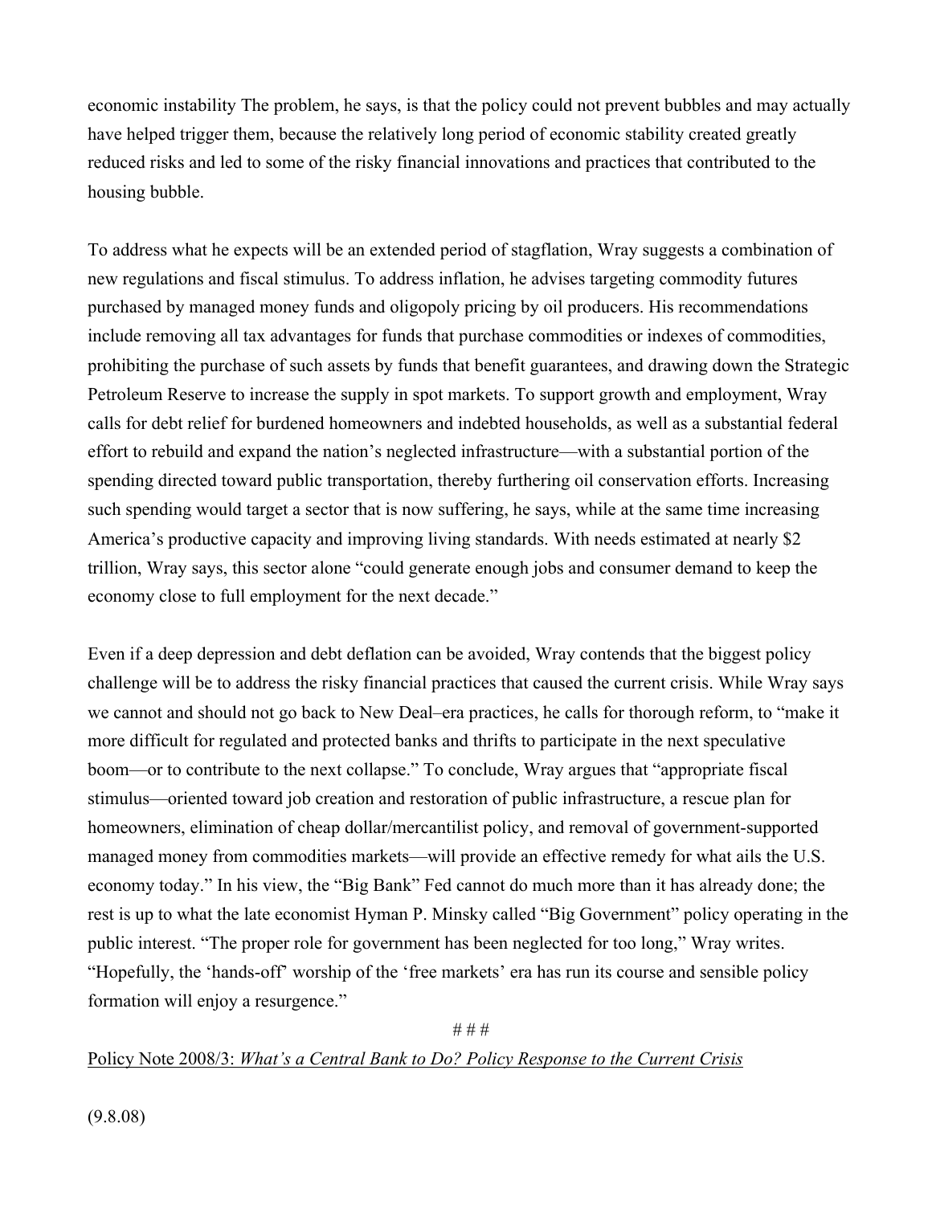economic instability The problem, he says, is that the policy could not prevent bubbles and may actually have helped trigger them, because the relatively long period of economic stability created greatly reduced risks and led to some of the risky financial innovations and practices that contributed to the housing bubble.

To address what he expects will be an extended period of stagflation, Wray suggests a combination of new regulations and fiscal stimulus. To address inflation, he advises targeting commodity futures purchased by managed money funds and oligopoly pricing by oil producers. His recommendations include removing all tax advantages for funds that purchase commodities or indexes of commodities, prohibiting the purchase of such assets by funds that benefit guarantees, and drawing down the Strategic Petroleum Reserve to increase the supply in spot markets. To support growth and employment, Wray calls for debt relief for burdened homeowners and indebted households, as well as a substantial federal effort to rebuild and expand the nation's neglected infrastructure—with a substantial portion of the spending directed toward public transportation, thereby furthering oil conservation efforts. Increasing such spending would target a sector that is now suffering, he says, while at the same time increasing America's productive capacity and improving living standards. With needs estimated at nearly $2 trillion, Wray says, this sector alone "could generate enough jobs and consumer demand to keep the economy close to full employment for the next decade."

Even if a deep depression and debt deflation can be avoided, Wray contends that the biggest policy challenge will be to address the risky financial practices that caused the current crisis. While Wray says we cannot and should not go back to New Deal–era practices, he calls for thorough reform, to "make it more difficult for regulated and protected banks and thrifts to participate in the next speculative boom—or to contribute to the next collapse." To conclude, Wray argues that "appropriate fiscal stimulus—oriented toward job creation and restoration of public infrastructure, a rescue plan for homeowners, elimination of cheap dollar/mercantilist policy, and removal of government-supported managed money from commodities markets—will provide an effective remedy for what ails the U.S. economy today." In his view, the "Big Bank" Fed cannot do much more than it has already done; the rest is up to what the late economist Hyman P. Minsky called "Big Government" policy operating in the public interest. "The proper role for government has been neglected for too long," Wray writes. "Hopefully, the 'hands-off' worship of the 'free markets' era has run its course and sensible policy formation will enjoy a resurgence."

# # #

Policy Note 2008/3: *What's a Central Bank to Do? Policy Response to the Current Crisis*

(9.8.08)